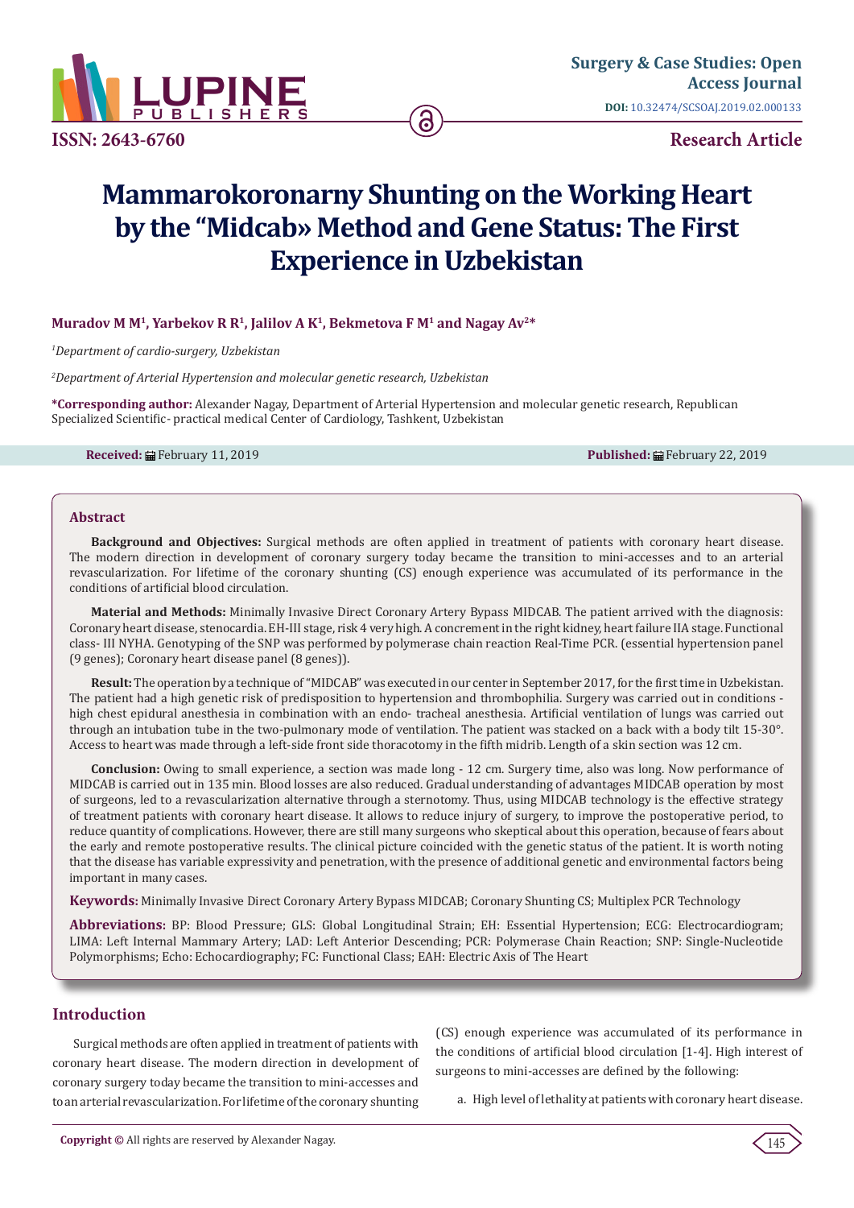# Mammarokoronarny Shunting on the Working Heart by the "Midcab» Method and Gene Status: The First Experience in Uzbekistan

**Muradov M M[1], Yarbekov R R[1], Jalilov A K[1], Bekmetova F M[1] and Nagay Av[2]***

*[1]Department of cardio-surgery, Uzbekistan*

*[2]Department of Arterial Hypertension and molecular genetic research, Uzbekistan*

**\*Corresponding author:** Alexander Nagay, Department of Arterial Hypertension and molecular genetic research, Republican Specialized Scientific- practical medical Center of Cardiology, Tashkent, Uzbekistan

**Received:** February 11, 2019 **Published:** February 22, 2019

## Abstract

**Background and Objectives:** Surgical methods are often applied in treatment of patients with coronary heart disease. The modern direction in development of coronary surgery today became the transition to mini-accesses and to an arterial revascularization. For lifetime of the coronary shunting (CS) enough experience was accumulated of its performance in the conditions of artificial blood circulation.

**Material and Methods:** Minimally Invasive Direct Coronary Artery Bypass MIDCAB. The patient arrived with the diagnosis: Coronary heart disease, stenocardia. EH-III stage, risk 4 very high. A concrement in the right kidney, heart failure IIA stage. Functional class- III NYHA. Genotyping of the SNP was performed by polymerase chain reaction Real-Time PCR. (essential hypertension panel (9 genes); Coronary heart disease panel (8 genes)).

**Result:** The operation by a technique of "MIDCAB" was executed in our center in September 2017, for the first time in Uzbekistan. The patient had a high genetic risk of predisposition to hypertension and thrombophilia. Surgery was carried out in conditions - high chest epidural anesthesia in combination with an endo- tracheal anesthesia. Artificial ventilation of lungs was carried out through an intubation tube in the two-pulmonary mode of ventilation. The patient was stacked on a back with a body tilt 15-30°. Access to heart was made through a left-side front side thoracotomy in the fifth midrib. Length of a skin section was 12 cm.

**Conclusion:** Owing to small experience, a section was made long - 12 cm. Surgery time, also was long. Now performance of MIDCAB is carried out in 135 min. Blood losses are also reduced. Gradual understanding of advantages MIDCAB operation by most of surgeons, led to a revascularization alternative through a sternotomy. Thus, using MIDCAB technology is the effective strategy of treatment patients with coronary heart disease. It allows to reduce injury of surgery, to improve the postoperative period, to reduce quantity of complications. However, there are still many surgeons who skeptical about this operation, because of fears about the early and remote postoperative results. The clinical picture coincided with the genetic status of the patient. It is worth noting that the disease has variable expressivity and penetration, with the presence of additional genetic and environmental factors being important in many cases.

**Keywords:** Minimally Invasive Direct Coronary Artery Bypass MIDCAB; Coronary Shunting CS; Multiplex PCR Technology

**Abbreviations:** BP: Blood Pressure; GLS: Global Longitudinal Strain; EH: Essential Hypertension; ECG: Electrocardiogram; LIMA: Left Internal Mammary Artery; LAD: Left Anterior Descending; PCR: Polymerase Chain Reaction; SNP: Single-Nucleotide Polymorphisms; Echo: Echocardiography; FC: Functional Class; EAH: Electric Axis of The Heart

## Introduction

Surgical methods are often applied in treatment of patients with coronary heart disease. The modern direction in development of coronary surgery today became the transition to mini-accesses and to an arterial revascularization. For lifetime of the coronary shunting (CS) enough experience was accumulated of its performance in the conditions of artificial blood circulation [1-4]. High interest of surgeons to mini-accesses are defined by the following:

a. High level of lethality at patients with coronary heart disease.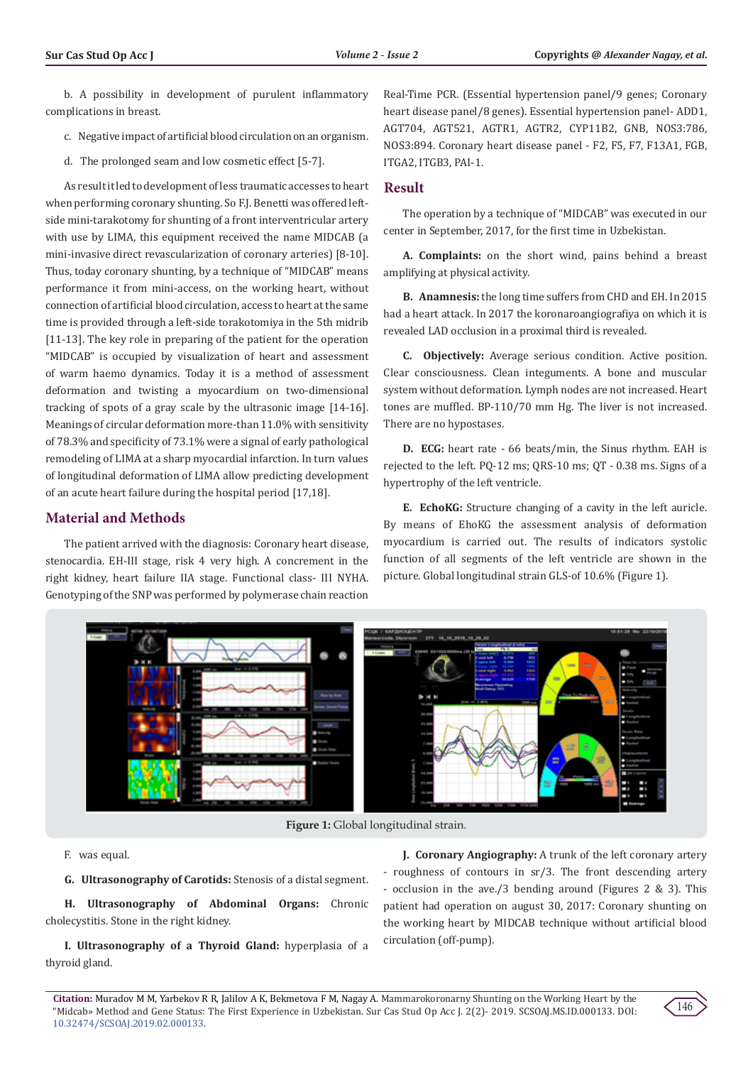b. A possibility in development of purulent inflammatory complications in breast.

c. Negative impact of artificial blood circulation on an organism.

d. The prolonged seam and low cosmetic effect [5-7].

As result it led to development of less traumatic accesses to heart when performing coronary shunting. So F.J. Benetti was offered left-side mini-tarakotomy for shunting of a front interventricular artery with use by LIMA, this equipment received the name MIDCAB (a mini-invasive direct revascularization of coronary arteries) [8-10]. Thus, today coronary shunting, by a technique of "MIDCAB" means performance it from mini-access, on the working heart, without connection of artificial blood circulation, access to heart at the same time is provided through a left-side torakotomiya in the 5th midrib [11-13]. The key role in preparing of the patient for the operation "MIDCAB" is occupied by visualization of heart and assessment of warm haemo dynamics. Today it is a method of assessment deformation and twisting a myocardium on two-dimensional tracking of spots of a gray scale by the ultrasonic image [14-16]. Meanings of circular deformation more-than 11.0% with sensitivity of 78.3% and specificity of 73.1% were a signal of early pathological remodeling of LIMA at a sharp myocardial infarction. In turn values of longitudinal deformation of LIMA allow predicting development of an acute heart failure during the hospital period [17,18].

## Material and Methods

The patient arrived with the diagnosis: Coronary heart disease, stenocardia. EH-III stage, risk 4 very high. A concrement in the right kidney, heart failure IIA stage. Functional class- III NYHA. Genotyping of the SNP was performed by polymerase chain reaction Real-Time PCR. (Essential hypertension panel/9 genes; Coronary heart disease panel/8 genes). Essential hypertension panel- ADD1, AGT704, AGT521, AGTR1, AGTR2, CYP11B2, GNB, NOS3:786, NOS3:894. Coronary heart disease panel - F2, F5, F7, F13A1, FGB, ITGA2, ITGB3, PAI-1.

## Result

The operation by a technique of "MIDCAB" was executed in our center in September, 2017, for the first time in Uzbekistan.

**A. Complaints:** on the short wind, pains behind a breast amplifying at physical activity.

**B. Anamnesis:** the long time suffers from CHD and EH. In 2015 had a heart attack. In 2017 the koronaroangiografiya on which it is revealed LAD occlusion in a proximal third is revealed.

**C. Objectively:** Average serious condition. Active position. Clear consciousness. Clean integuments. A bone and muscular system without deformation. Lymph nodes are not increased. Heart tones are muffled. BP-110/70 mm Hg. The liver is not increased. There are no hypostases.

**D. ECG:** heart rate - 66 beats/min, the Sinus rhythm. EAH is rejected to the left. PQ-12 ms; QRS-10 ms; QT - 0.38 ms. Signs of a hypertrophy of the left ventricle.

**E. EchoKG:** Structure changing of a cavity in the left auricle. By means of EhoKG the assessment analysis of deformation myocardium is carried out. The results of indicators systolic function of all segments of the left ventricle are shown in the picture. Global longitudinal strain GLS-of 10.6% (Figure 1).

**Figure 1:** Global longitudinal strain.

F. was equal.

**G. Ultrasonography of Carotids:** Stenosis of a distal segment.

**H. Ultrasonography of Abdominal Organs:** Chronic cholecystitis. Stone in the right kidney.

**I. Ultrasonography of a Thyroid Gland:** hyperplasia of a thyroid gland.

**J. Coronary Angiography:** A trunk of the left coronary artery - roughness of contours in sr/3. The front descending artery - occlusion in the ave./3 bending around (Figures 2 & 3). This patient had operation on august 30, 2017: Coronary shunting on the working heart by MIDCAB technique without artificial blood circulation (off-pump).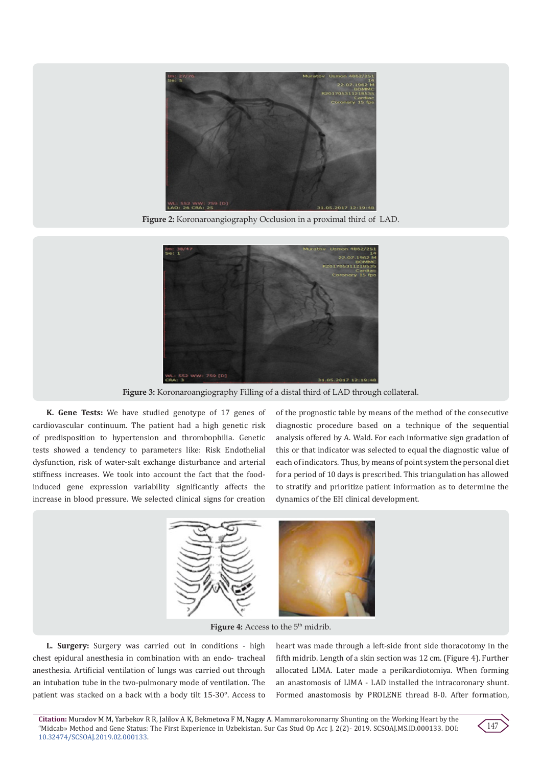Figure 2: Koronaroangiography Occlusion in a proximal third of LAD.

Figure 3: Koronaroangiography Filling of a distal third of LAD through collateral.

**K. Gene Tests:** We have studied genotype of 17 genes of cardiovascular continuum. The patient had a high genetic risk of predisposition to hypertension and thrombophilia. Genetic tests showed a tendency to parameters like: Risk Endothelial dysfunction, risk of water-salt exchange disturbance and arterial stiffness increases. We took into account the fact that the food-induced gene expression variability significantly affects the increase in blood pressure. We selected clinical signs for creation of the prognostic table by means of the method of the consecutive diagnostic procedure based on a technique of the sequential analysis offered by A. Wald. For each informative sign gradation of this or that indicator was selected to equal the diagnostic value of each of indicators. Thus, by means of point system the personal diet for a period of 10 days is prescribed. This triangulation has allowed to stratify and prioritize patient information as to determine the dynamics of the EH clinical development.

Figure 4: Access to the 5th midrib.

**L. Surgery:** Surgery was carried out in conditions - high chest epidural anesthesia in combination with an endo- tracheal anesthesia. Artificial ventilation of lungs was carried out through an intubation tube in the two-pulmonary mode of ventilation. The patient was stacked on a back with a body tilt 15-30°. Access to heart was made through a left-side front side thoracotomy in the fifth midrib. Length of a skin section was 12 cm. (Figure 4). Further allocated LIMA. Later made a perikardiotomiya. When forming an anastomosis of LIMA - LAD installed the intracoronary shunt. Formed anastomosis by PROLENE thread 8-0. After formation,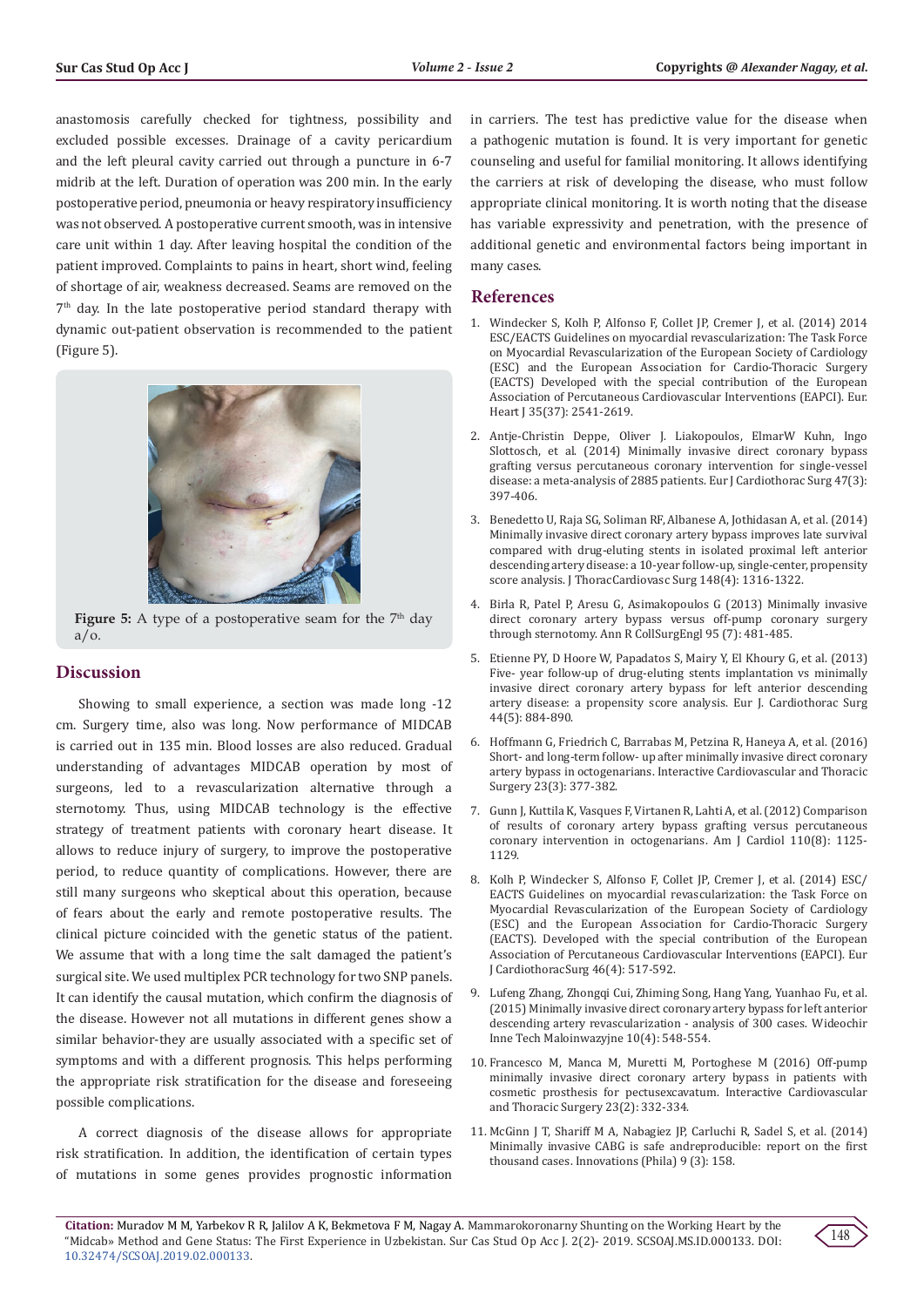anastomosis carefully checked for tightness, possibility and excluded possible excesses. Drainage of a cavity pericardium and the left pleural cavity carried out through a puncture in 6-7 midrib at the left. Duration of operation was 200 min. In the early postoperative period, pneumonia or heavy respiratory insufficiency was not observed. A postoperative current smooth, was in intensive care unit within 1 day. After leaving hospital the condition of the patient improved. Complaints to pains in heart, short wind, feeling of shortage of air, weakness decreased. Seams are removed on the 7th day. In the late postoperative period standard therapy with dynamic out-patient observation is recommended to the patient (Figure 5).

**Figure 5:** A type of a postoperative seam for the 7th day a/o.

## Discussion

Showing to small experience, a section was made long -12 cm. Surgery time, also was long. Now performance of MIDCAB is carried out in 135 min. Blood losses are also reduced. Gradual understanding of advantages MIDCAB operation by most of surgeons, led to a revascularization alternative through a sternotomy. Thus, using MIDCAB technology is the effective strategy of treatment patients with coronary heart disease. It allows to reduce injury of surgery, to improve the postoperative period, to reduce quantity of complications. However, there are still many surgeons who skeptical about this operation, because of fears about the early and remote postoperative results. The clinical picture coincided with the genetic status of the patient. We assume that with a long time the salt damaged the patient's surgical site. We used multiplex PCR technology for two SNP panels. It can identify the causal mutation, which confirm the diagnosis of the disease. However not all mutations in different genes show a similar behavior-they are usually associated with a specific set of symptoms and with a different prognosis. This helps performing the appropriate risk stratification for the disease and foreseeing possible complications.

A correct diagnosis of the disease allows for appropriate risk stratification. In addition, the identification of certain types of mutations in some genes provides prognostic information in carriers. The test has predictive value for the disease when a pathogenic mutation is found. It is very important for genetic counseling and useful for familial monitoring. It allows identifying the carriers at risk of developing the disease, who must follow appropriate clinical monitoring. It is worth noting that the disease has variable expressivity and penetration, with the presence of additional genetic and environmental factors being important in many cases.

## References

1. Windecker S, Kolh P, Alfonso F, Collet JP, Cremer J, et al. (2014) 2014 ESC/EACTS Guidelines on myocardial revascularization: The Task Force on Myocardial Revascularization of the European Society of Cardiology (ESC) and the European Association for Cardio-Thoracic Surgery (EACTS) Developed with the special contribution of the European Association of Percutaneous Cardiovascular Interventions (EAPCI). Eur. Heart J 35(37): 2541-2619.
2. Antje-Christin Deppe, Oliver J. Liakopoulos, ElmarW Kuhn, Ingo Slottosch, et al. (2014) Minimally invasive direct coronary bypass grafting versus percutaneous coronary intervention for single-vessel disease: a meta-analysis of 2885 patients. Eur J Cardiothorac Surg 47(3): 397-406.
3. Benedetto U, Raja SG, Soliman RF, Albanese A, Jothidasan A, et al. (2014) Minimally invasive direct coronary artery bypass improves late survival compared with drug-eluting stents in isolated proximal left anterior descending artery disease: a 10-year follow-up, single-center, propensity score analysis. J ThoracCardiovasc Surg 148(4): 1316-1322.
4. Birla R, Patel P, Aresu G, Asimakopoulos G (2013) Minimally invasive direct coronary artery bypass versus off-pump coronary surgery through sternotomy. Ann R CollSurgEngl 95 (7): 481-485.
5. Etienne PY, D Hoore W, Papadatos S, Mairy Y, El Khoury G, et al. (2013) Five- year follow-up of drug-eluting stents implantation vs minimally invasive direct coronary artery bypass for left anterior descending artery disease: a propensity score analysis. Eur J. Cardiothorac Surg 44(5): 884-890.
6. Hoffmann G, Friedrich C, Barrabas M, Petzina R, Haneya A, et al. (2016) Short- and long-term follow- up after minimally invasive direct coronary artery bypass in octogenarians. Interactive Cardiovascular and Thoracic Surgery 23(3): 377-382.
7. Gunn J, Kuttila K, Vasques F, Virtanen R, Lahti A, et al. (2012) Comparison of results of coronary artery bypass grafting versus percutaneous coronary intervention in octogenarians. Am J Cardiol 110(8): 1125-1129.
8. Kolh P, Windecker S, Alfonso F, Collet JP, Cremer J, et al. (2014) ESC/ EACTS Guidelines on myocardial revascularization: the Task Force on Myocardial Revascularization of the European Society of Cardiology (ESC) and the European Association for Cardio-Thoracic Surgery (EACTS). Developed with the special contribution of the European Association of Percutaneous Cardiovascular Interventions (EAPCI). Eur J CardiothoracSurg 46(4): 517-592.
9. Lufeng Zhang, Zhongqi Cui, Zhiming Song, Hang Yang, Yuanhao Fu, et al. (2015) Minimally invasive direct coronary artery bypass for left anterior descending artery revascularization - analysis of 300 cases. Wideochir Inne Tech Maloinwazyjne 10(4): 548-554.
10. Francesco M, Manca M, Muretti M, Portoghese M (2016) Off-pump minimally invasive direct coronary artery bypass in patients with cosmetic prosthesis for pectusexcavatum. Interactive Cardiovascular and Thoracic Surgery 23(2): 332-334.
11. McGinn J T, Shariff M A, Nabagiez JP, Carluchi R, Sadel S, et al. (2014) Minimally invasive CABG is safe andreproducible: report on the first thousand cases. Innovations (Phila) 9 (3): 158.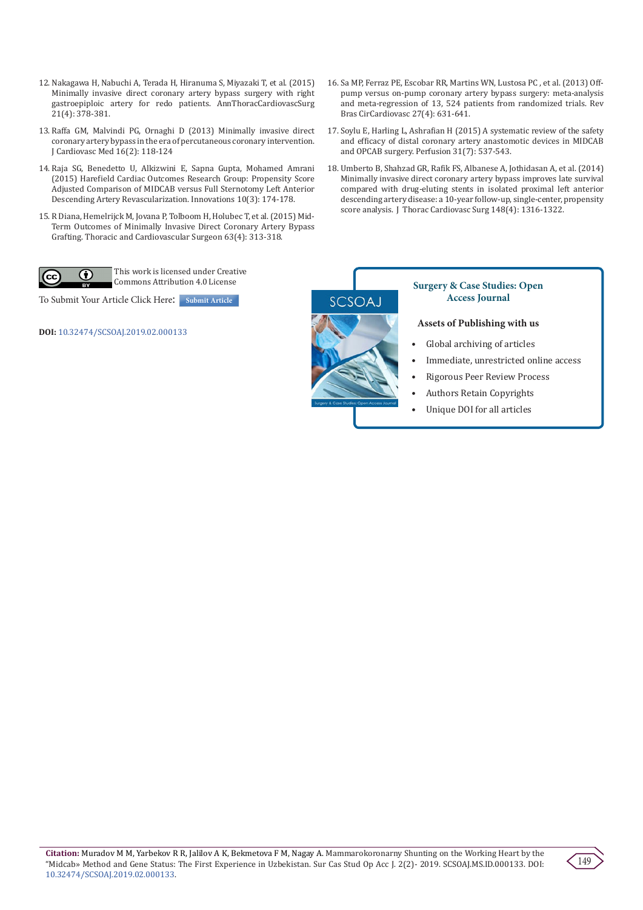12. Nakagawa H, Nabuchi A, Terada H, Hiranuma S, Miyazaki T, et al. (2015) Minimally invasive direct coronary artery bypass surgery with right gastroepiploic artery for redo patients. AnnThoracCardiovascSurg 21(4): 378-381.
13. Raffa GM, Malvindi PG, Ornaghi D (2013) Minimally invasive direct coronary artery bypass in the era of percutaneous coronary intervention. J Cardiovasc Med 16(2): 118-124
14. Raja SG, Benedetto U, Alkizwini E, Sapna Gupta, Mohamed Amrani (2015) Harefield Cardiac Outcomes Research Group: Propensity Score Adjusted Comparison of MIDCAB versus Full Sternotomy Left Anterior Descending Artery Revascularization. Innovations 10(3): 174-178.
15. R Diana, Hemelrijck M, Jovana P, Tolboom H, Holubec T, et al. (2015) Mid-Term Outcomes of Minimally Invasive Direct Coronary Artery Bypass Grafting. Thoracic and Cardiovascular Surgeon 63(4): 313-318.
16. Sa MP, Ferraz PE, Escobar RR, Martins WN, Lustosa PC , et al. (2013) Off-pump versus on-pump coronary artery bypass surgery: meta-analysis and meta-regression of 13, 524 patients from randomized trials. Rev Bras CirCardiovasc 27(4): 631-641.
17. Soylu E, Harling L, Ashrafian H (2015) A systematic review of the safety and efficacy of distal coronary artery anastomotic devices in MIDCAB and OPCAB surgery. Perfusion 31(7): 537-543.
18. Umberto B, Shahzad GR, Rafik FS, Albanese A, Jothidasan A, et al. (2014) Minimally invasive direct coronary artery bypass improves late survival compared with drug-eluting stents in isolated proximal left anterior descending artery disease: a 10-year follow-up, single-center, propensity score analysis. J Thorac Cardiovasc Surg 148(4): 1316-1322.

This work is licensed under Creative Commons Attribution 4.0 License

To Submit Your Article Click Here: Submit Article

**DOI:** 10.32474/SCSOAJ.2019.02.000133

**Surgery & Case Studies: Open Access Journal**

**Assets of Publishing with us**

- Global archiving of articles
- Immediate, unrestricted online access
- Rigorous Peer Review Process
- Authors Retain Copyrights
- Unique DOI for all articles

**Citation:** Muradov M M, Yarbekov R R, Jalilov A K, Bekmetova F M, Nagay A. Mammarokoronarny Shunting on the Working Heart by the "Midcab» Method and Gene Status: The First Experience in Uzbekistan. Sur Cas Stud Op Acc J. 2(2)- 2019. SCSOAJ.MS.ID.000133. DOI: 10.32474/SCSOAJ.2019.02.000133.